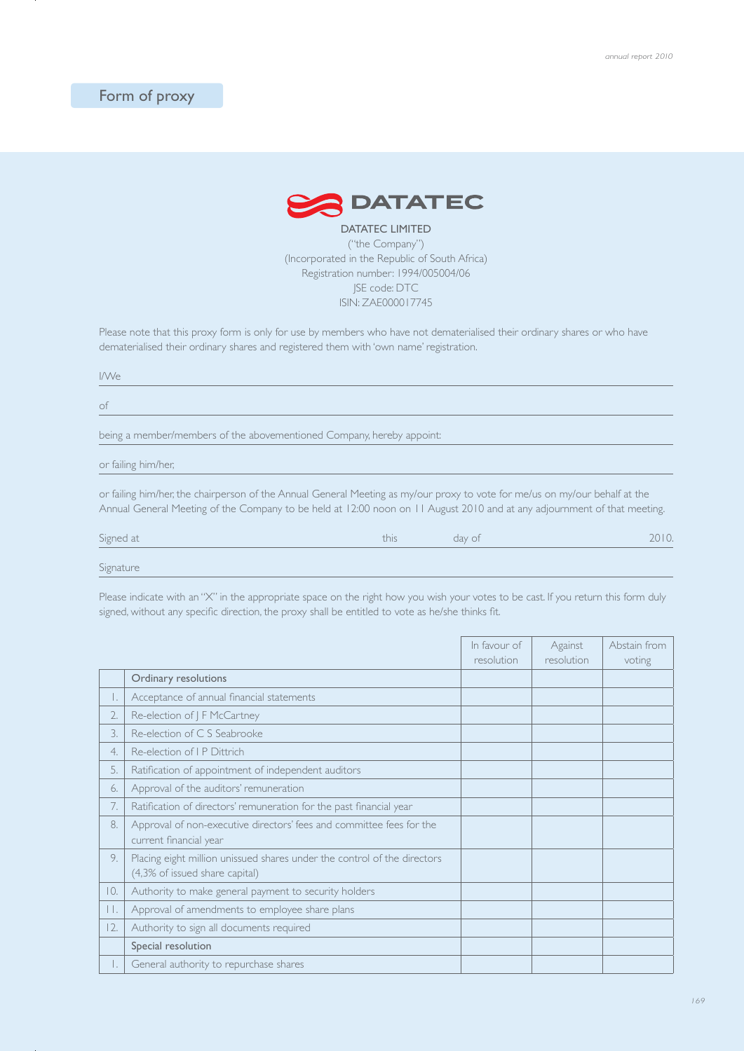# Form of proxy

**DATATEC LIMITED**
("the Company")
(Incorporated in the Republic of South Africa)
Registration number: 1994/005004/06
JSE code: DTC
ISIN: ZAE000017745

Please note that this proxy form is only for use by members who have not dematerialised their ordinary shares or who have dematerialised their ordinary shares and registered them with 'own name' registration.

I/We ____________________________________________

of ____________________________________________

being a member/members of the abovementioned Company, hereby appoint: ____________________________________________

or failing him/her, ____________________________________________

or failing him/her, the chairperson of the Annual General Meeting as my/our proxy to vote for me/us on my/our behalf at the Annual General Meeting of the Company to be held at 12:00 noon on 11 August 2010 and at any adjournment of that meeting.

Signed at ____________________ this ________ day of ____________________ 2010.

Signature ____________________________________________

Please indicate with an "X" in the appropriate space on the right how you wish your votes to be cast. If you return this form duly signed, without any specific direction, the proxy shall be entitled to vote as he/she thinks fit.

| | | In favour of resolution | Against resolution | Abstain from voting |
|---|---|---|---|---|
| | **Ordinary resolutions** | | | |
| 1. | Acceptance of annual financial statements | | | |
| 2. | Re-election of J F McCartney | | | |
| 3. | Re-election of C S Seabrooke | | | |
| 4. | Re-election of I P Dittrich | | | |
| 5. | Ratification of appointment of independent auditors | | | |
| 6. | Approval of the auditors' remuneration | | | |
| 7. | Ratification of directors' remuneration for the past financial year | | | |
| 8. | Approval of non-executive directors' fees and committee fees for the current financial year | | | |
| 9. | Placing eight million unissued shares under the control of the directors (4,3% of issued share capital) | | | |
| 10. | Authority to make general payment to security holders | | | |
| 11. | Approval of amendments to employee share plans | | | |
| 12. | Authority to sign all documents required | | | |
| | **Special resolution** | | | |
| 1. | General authority to repurchase shares | | | |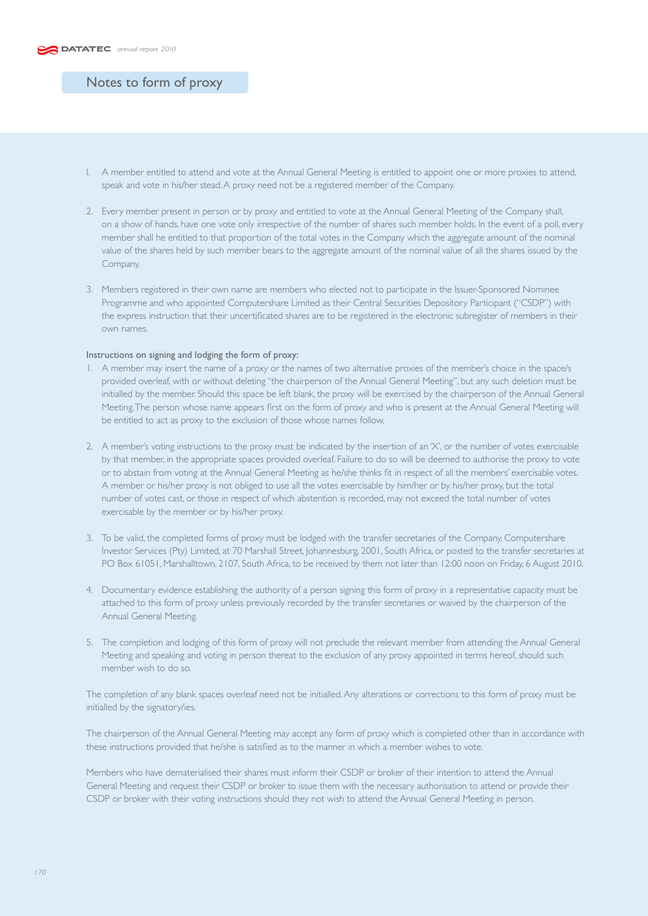## Notes to form of proxy

1. A member entitled to attend and vote at the Annual General Meeting is entitled to appoint one or more proxies to attend, speak and vote in his/her stead. A proxy need not be a registered member of the Company.

2. Every member present in person or by proxy and entitled to vote at the Annual General Meeting of the Company shall, on a show of hands, have one vote only irrespective of the number of shares such member holds. In the event of a poll, every member shall he entitled to that proportion of the total votes in the Company which the aggregate amount of the nominal value of the shares held by such member bears to the aggregate amount of the nominal value of all the shares issued by the Company.

3. Members registered in their own name are members who elected not to participate in the Issuer-Sponsored Nominee Programme and who appointed Computershare Limited as their Central Securities Depository Participant ("CSDP") with the express instruction that their uncertificated shares are to be registered in the electronic subregister of members in their own names.

### Instructions on signing and lodging the form of proxy:

1. A member may insert the name of a proxy or the names of two alternative proxies of the member's choice in the space/s provided overleaf, with or without deleting "the chairperson of the Annual General Meeting", but any such deletion must be initialled by the member. Should this space be left blank, the proxy will be exercised by the chairperson of the Annual General Meeting. The person whose name appears first on the form of proxy and who is present at the Annual General Meeting will be entitled to act as proxy to the exclusion of those whose names follow.

2. A member's voting instructions to the proxy must be indicated by the insertion of an 'X', or the number of votes exercisable by that member, in the appropriate spaces provided overleaf. Failure to do so will be deemed to authorise the proxy to vote or to abstain from voting at the Annual General Meeting as he/she thinks fit in respect of all the members' exercisable votes. A member or his/her proxy is not obliged to use all the votes exercisable by him/her or by his/her proxy, but the total number of votes cast, or those in respect of which abstention is recorded, may not exceed the total number of votes exercisable by the member or by his/her proxy.

3. To be valid, the completed forms of proxy must be lodged with the transfer secretaries of the Company, Computershare Investor Services (Pty) Limited, at 70 Marshall Street, Johannesburg, 2001, South Africa, or posted to the transfer secretaries at PO Box 61051, Marshalltown, 2107, South Africa, to be received by them not later than 12:00 noon on Friday, 6 August 2010.

4. Documentary evidence establishing the authority of a person signing this form of proxy in a representative capacity must be attached to this form of proxy unless previously recorded by the transfer secretaries or waived by the chairperson of the Annual General Meeting.

5. The completion and lodging of this form of proxy will not preclude the relevant member from attending the Annual General Meeting and speaking and voting in person thereat to the exclusion of any proxy appointed in terms hereof, should such member wish to do so.

The completion of any blank spaces overleaf need not be initialled. Any alterations or corrections to this form of proxy must be initialled by the signatory/ies.

The chairperson of the Annual General Meeting may accept any form of proxy which is completed other than in accordance with these instructions provided that he/she is satisfied as to the manner in which a member wishes to vote.

Members who have dematerialised their shares must inform their CSDP or broker of their intention to attend the Annual General Meeting and request their CSDP or broker to issue them with the necessary authorisation to attend or provide their CSDP or broker with their voting instructions should they not wish to attend the Annual General Meeting in person.